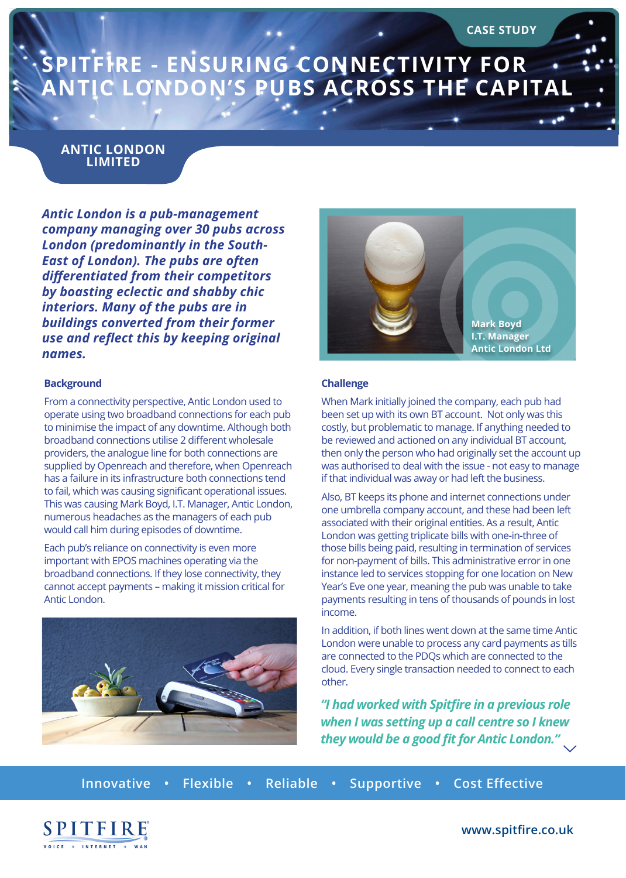CASE STUDY

# SPITFIRE - ENSURING CONNECTIVITY FOR ANTIC LONDON'S PUBS ACROSS THE CAPITAL

## ANTIC LONDON LIMITED

***Antic London is a pub-management company managing over 30 pubs across London (predominantly in the South-East of London). The pubs are often differentiated from their competitors by boasting eclectic and shabby chic interiors. Many of the pubs are in buildings converted from their former use and reflect this by keeping original names.***

**Mark Boyd**
**I.T. Manager**
**Antic London Ltd**

### Background

From a connectivity perspective, Antic London used to operate using two broadband connections for each pub to minimise the impact of any downtime. Although both broadband connections utilise 2 different wholesale providers, the analogue line for both connections are supplied by Openreach and therefore, when Openreach has a failure in its infrastructure both connections tend to fail, which was causing significant operational issues. This was causing Mark Boyd, I.T. Manager, Antic London, numerous headaches as the managers of each pub would call him during episodes of downtime.

Each pub's reliance on connectivity is even more important with EPOS machines operating via the broadband connections. If they lose connectivity, they cannot accept payments – making it mission critical for Antic London.

### Challenge

When Mark initially joined the company, each pub had been set up with its own BT account. Not only was this costly, but problematic to manage. If anything needed to be reviewed and actioned on any individual BT account, then only the person who had originally set the account up was authorised to deal with the issue - not easy to manage if that individual was away or had left the business.

Also, BT keeps its phone and internet connections under one umbrella company account, and these had been left associated with their original entities. As a result, Antic London was getting triplicate bills with one-in-three of those bills being paid, resulting in termination of services for non-payment of bills. This administrative error in one instance led to services stopping for one location on New Year's Eve one year, meaning the pub was unable to take payments resulting in tens of thousands of pounds in lost income.

In addition, if both lines went down at the same time Antic London were unable to process any card payments as tills are connected to the PDQs which are connected to the cloud. Every single transaction needed to connect to each other.

***"I had worked with Spitfire in a previous role when I was setting up a call centre so I knew they would be a good fit for Antic London."***

Innovative • Flexible • Reliable • Supportive • Cost Effective

SPITFIRE
VOICE • INTERNET • WAN

www.spitfire.co.uk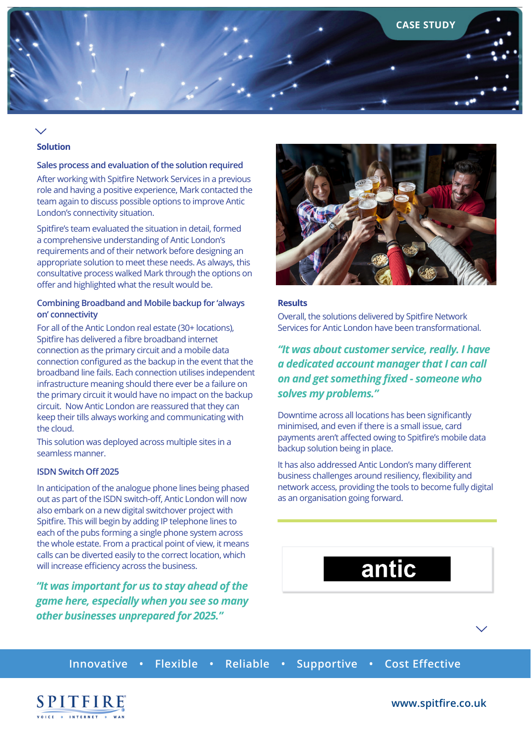CASE STUDY

## Solution

### Sales process and evaluation of the solution required

After working with Spitfire Network Services in a previous role and having a positive experience, Mark contacted the team again to discuss possible options to improve Antic London's connectivity situation.

Spitfire's team evaluated the situation in detail, formed a comprehensive understanding of Antic London's requirements and of their network before designing an appropriate solution to meet these needs. As always, this consultative process walked Mark through the options on offer and highlighted what the result would be.

### Combining Broadband and Mobile backup for 'always on' connectivity

For all of the Antic London real estate (30+ locations), Spitfire has delivered a fibre broadband internet connection as the primary circuit and a mobile data connection configured as the backup in the event that the broadband line fails. Each connection utilises independent infrastructure meaning should there ever be a failure on the primary circuit it would have no impact on the backup circuit. Now Antic London are reassured that they can keep their tills always working and communicating with the cloud.

This solution was deployed across multiple sites in a seamless manner.

### ISDN Switch Off 2025

In anticipation of the analogue phone lines being phased out as part of the ISDN switch-off, Antic London will now also embark on a new digital switchover project with Spitfire. This will begin by adding IP telephone lines to each of the pubs forming a single phone system across the whole estate. From a practical point of view, it means calls can be diverted easily to the correct location, which will increase efficiency across the business.

***"It was important for us to stay ahead of the game here, especially when you see so many other businesses unprepared for 2025."***

## Results

Overall, the solutions delivered by Spitfire Network Services for Antic London have been transformational.

***"It was about customer service, really. I have a dedicated account manager that I can call on and get something fixed - someone who solves my problems."***

Downtime across all locations has been significantly minimised, and even if there is a small issue, card payments aren't affected owing to Spitfire's mobile data backup solution being in place.

It has also addressed Antic London's many different business challenges around resiliency, flexibility and network access, providing the tools to become fully digital as an organisation going forward.

antic

Innovative • Flexible • Reliable • Supportive • Cost Effective

SPITFIRE
VOICE • INTERNET • WAN

www.spitfire.co.uk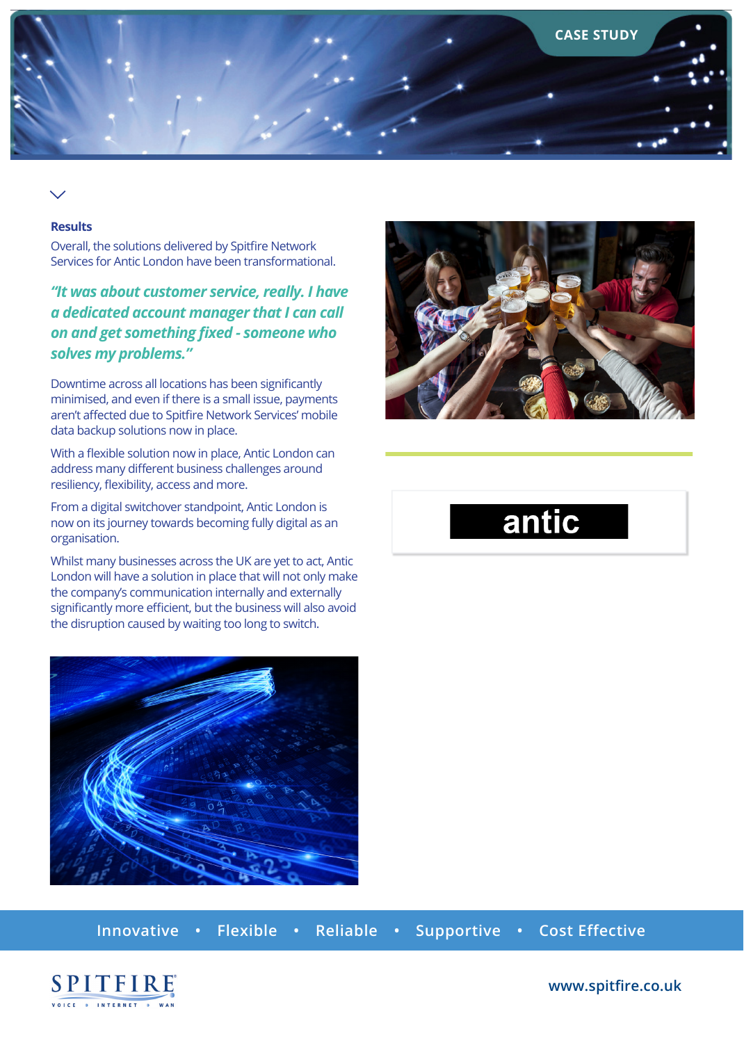CASE STUDY

### Results

Overall, the solutions delivered by Spitfire Network Services for Antic London have been transformational.

***"It was about customer service, really. I have a dedicated account manager that I can call on and get something fixed - someone who solves my problems."***

Downtime across all locations has been significantly minimised, and even if there is a small issue, payments aren't affected due to Spitfire Network Services' mobile data backup solutions now in place.

With a flexible solution now in place, Antic London can address many different business challenges around resiliency, flexibility, access and more.

From a digital switchover standpoint, Antic London is now on its journey towards becoming fully digital as an organisation.

Whilst many businesses across the UK are yet to act, Antic London will have a solution in place that will not only make the company's communication internally and externally significantly more efficient, but the business will also avoid the disruption caused by waiting too long to switch.

antic

Innovative • Flexible • Reliable • Supportive • Cost Effective

SPITFIRE
VOICE • INTERNET • WAN

www.spitfire.co.uk